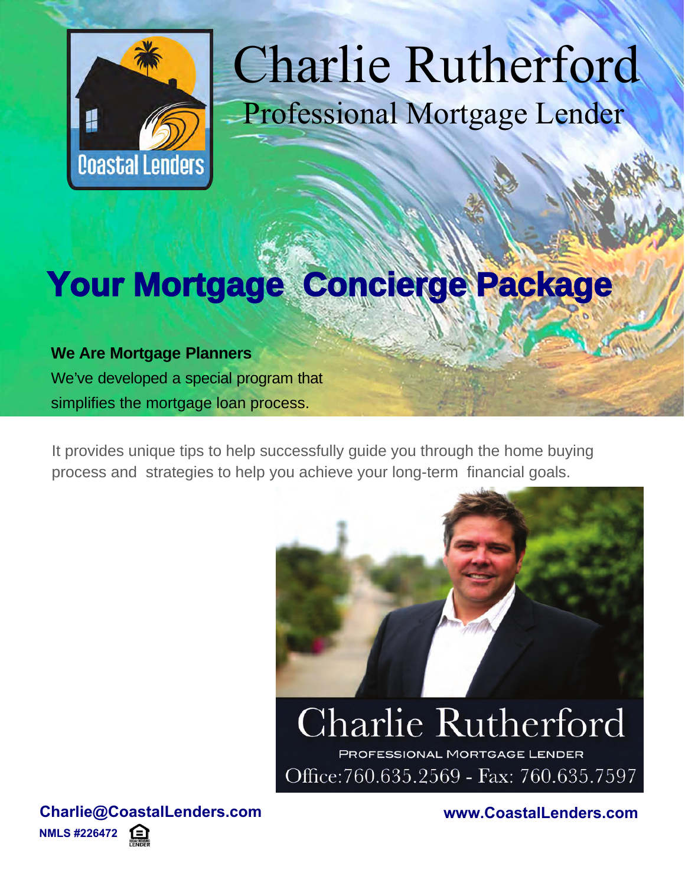Coastal Lenders

# Charlie Rutherford

## Professional Mortgage Lender

# Your Mortgage Concierge Package

**We Are Mortgage Planners**

We've developed a special program that simplifies the mortgage loan process.

It provides unique tips to help successfully guide you through the home buying process and strategies to help you achieve your long-term financial goals.

Charlie Rutherford

PROFESSIONAL MORTGAGE LENDER

Office:760.635.2569 - Fax: 760.635.7597

**Charlie@CoastalLenders.com**

**NMLS #226472**

**www.CoastalLenders.com**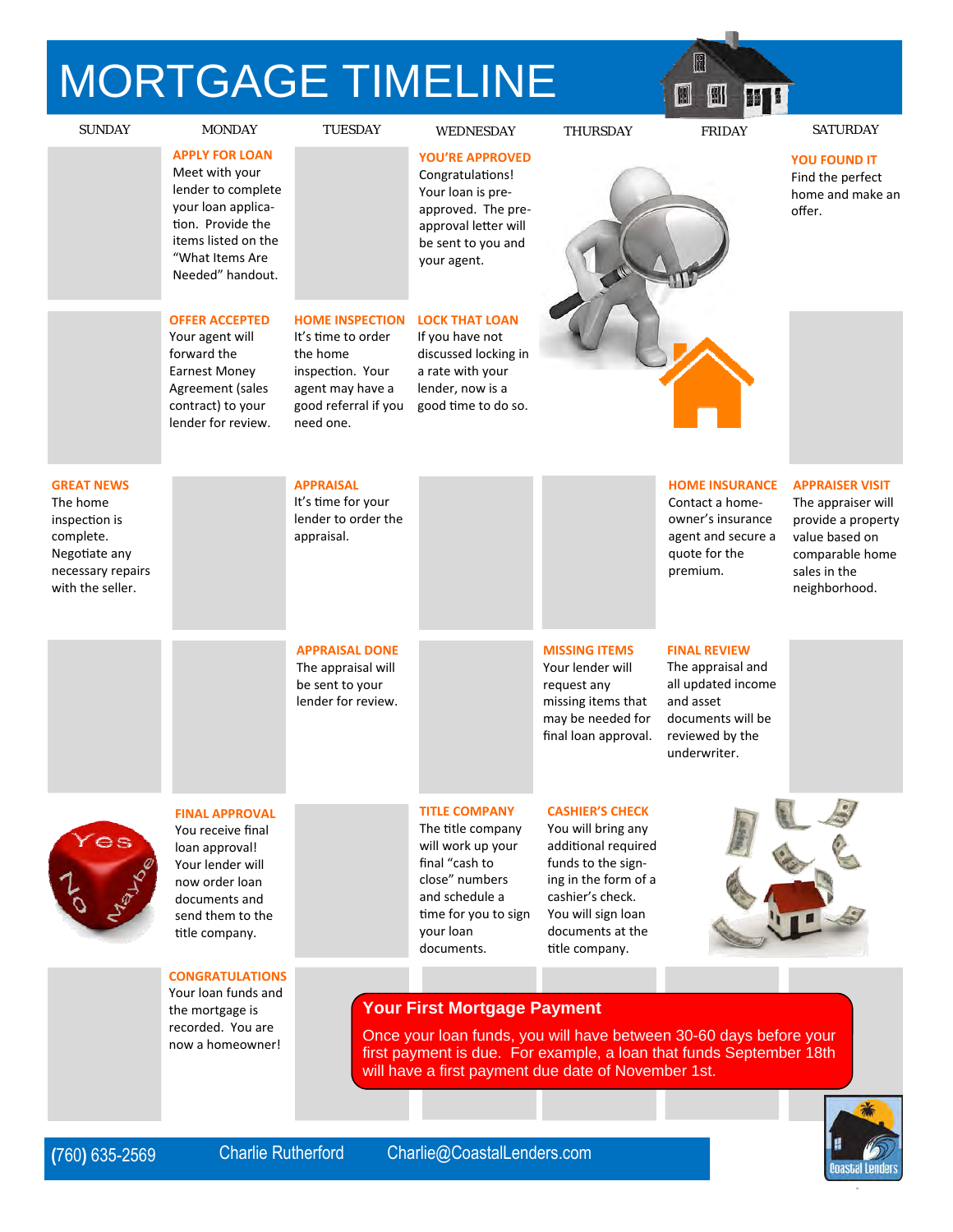# MORTGAGE TIMELINE

| SUNDAY | MONDAY | TUESDAY | WEDNESDAY | THURSDAY | FRIDAY | SATURDAY |
|---|---|---|---|---|---|---|
| | **APPLY FOR LOAN** Meet with your lender to complete your loan application. Provide the items listed on the "What Items Are Needed" handout. | | **YOU'RE APPROVED** Congratulations! Your loan is pre-approved. The pre-approval letter will be sent to you and your agent. | | | **YOU FOUND IT** Find the perfect home and make an offer. |
| | **OFFER ACCEPTED** Your agent will forward the Earnest Money Agreement (sales contract) to your lender for review. | **HOME INSPECTION** It's time to order the home inspection. Your agent may have a good referral if you need one. | **LOCK THAT LOAN** If you have not discussed locking in a rate with your lender, now is a good time to do so. | | | |
| **GREAT NEWS** The home inspection is complete. Negotiate any necessary repairs with the seller. | | **APPRAISAL** It's time for your lender to order the appraisal. | | | **HOME INSURANCE** Contact a homeowner's insurance agent and secure a quote for the premium. | **APPRAISER VISIT** The appraiser will provide a property value based on comparable home sales in the neighborhood. |
| | | **APPRAISAL DONE** The appraisal will be sent to your lender for review. | | **MISSING ITEMS** Your lender will request any missing items that may be needed for final loan approval. | **FINAL REVIEW** The appraisal and all updated income and asset documents will be reviewed by the underwriter. | |
| | **FINAL APPROVAL** You receive final loan approval! Your lender will now order loan documents and send them to the title company. | | **TITLE COMPANY** The title company will work up your final "cash to close" numbers and schedule a time for you to sign your loan documents. | **CASHIER'S CHECK** You will bring any additional required funds to the signing in the form of a cashier's check. You will sign loan documents at the title company. | | |
| | **CONGRATULATIONS** Your loan funds and the mortgage is recorded. You are now a homeowner! | | | | | |

## Your First Mortgage Payment

Once your loan funds, you will have between 30-60 days before your first payment is due. For example, a loan that funds September 18th will have a first payment due date of November 1st.

(760) 635-2569 Charlie Rutherford Charlie@CoastalLenders.com

Coastal Lenders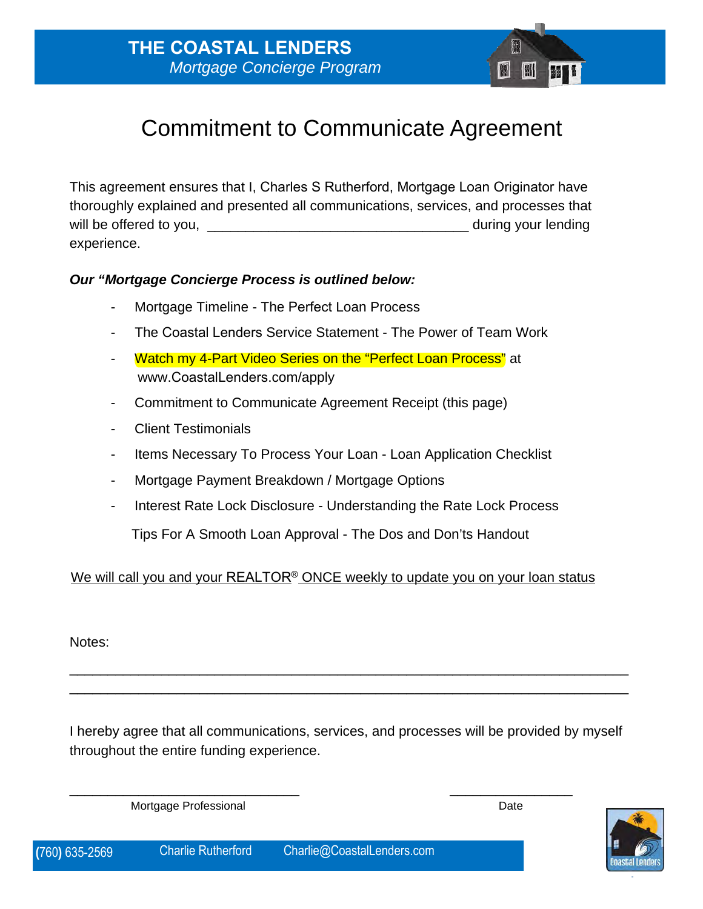THE COASTAL LENDERS
*Mortgage Concierge Program*

# Commitment to Communicate Agreement

This agreement ensures that I, Charles S Rutherford, Mortgage Loan Originator have thoroughly explained and presented all communications, services, and processes that will be offered to you, ___________________________________ during your lending experience.

***Our "Mortgage Concierge Process is outlined below:***

- Mortgage Timeline - The Perfect Loan Process
- The Coastal Lenders Service Statement - The Power of Team Work
- Watch my 4-Part Video Series on the "Perfect Loan Process" at www.CoastalLenders.com/apply
- Commitment to Communicate Agreement Receipt (this page)
- Client Testimonials
- Items Necessary To Process Your Loan - Loan Application Checklist
- Mortgage Payment Breakdown / Mortgage Options
- Interest Rate Lock Disclosure - Understanding the Rate Lock Process

  Tips For A Smooth Loan Approval - The Dos and Don'ts Handout

<u>We will call you and your REALTOR® ONCE weekly to update you on your loan status</u>

Notes:

___________________________________________________________________________

___________________________________________________________________________

I hereby agree that all communications, services, and processes will be provided by myself throughout the entire funding experience.

_______________________________ &nbsp;&nbsp;&nbsp;&nbsp;&nbsp;&nbsp;&nbsp;&nbsp;&nbsp;&nbsp;&nbsp;&nbsp;&nbsp;&nbsp;&nbsp;&nbsp; _________________
Mortgage Professional &nbsp;&nbsp;&nbsp;&nbsp;&nbsp;&nbsp;&nbsp;&nbsp;&nbsp;&nbsp;&nbsp;&nbsp;&nbsp;&nbsp;&nbsp;&nbsp;&nbsp;&nbsp;&nbsp;&nbsp;&nbsp;&nbsp;&nbsp;&nbsp;&nbsp;&nbsp;&nbsp;&nbsp;&nbsp;&nbsp;&nbsp;&nbsp; Date

(760) 635-2569 &nbsp;&nbsp; Charlie Rutherford &nbsp;&nbsp; Charlie@CoastalLenders.com

Coastal Lenders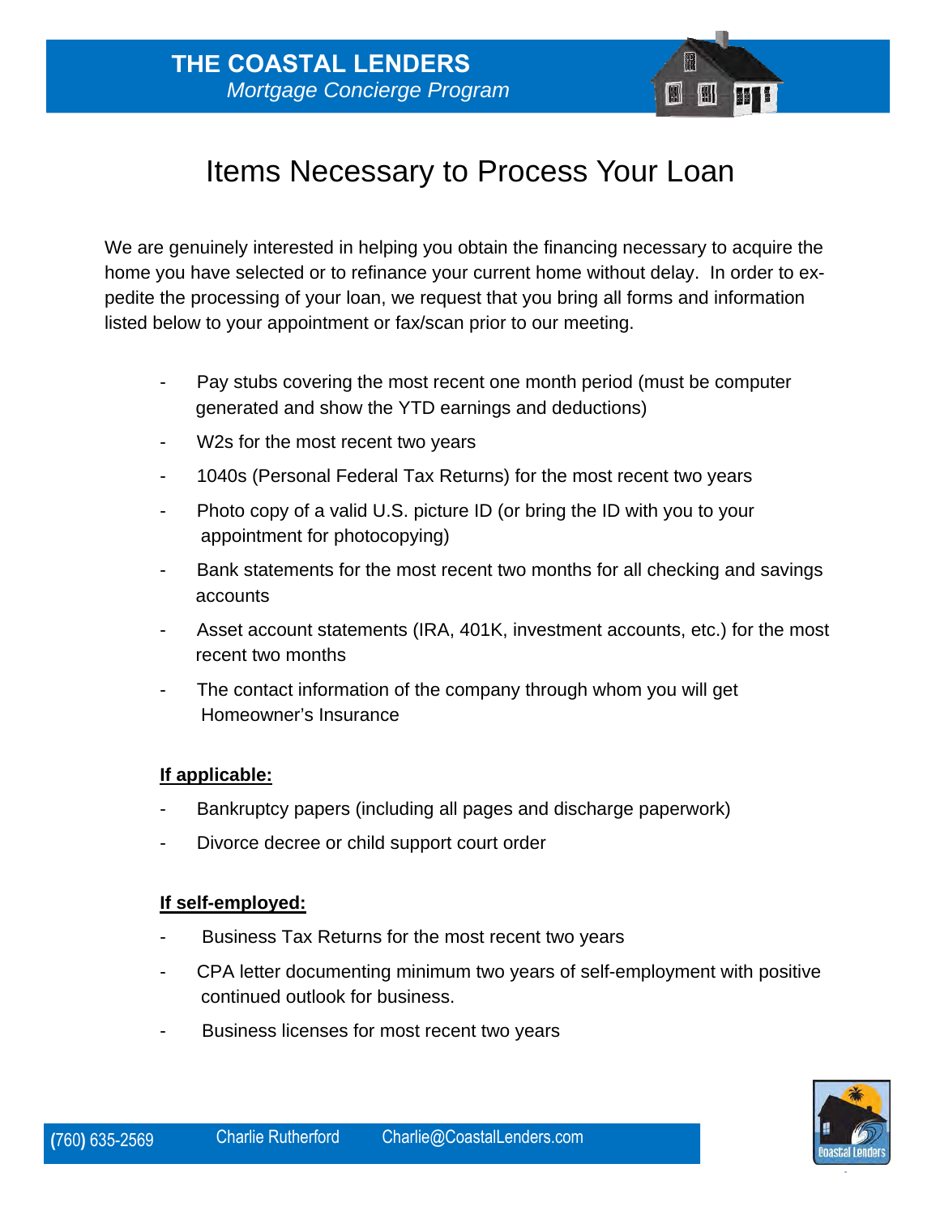**THE COASTAL LENDERS**
*Mortgage Concierge Program*

# Items Necessary to Process Your Loan

We are genuinely interested in helping you obtain the financing necessary to acquire the home you have selected or to refinance your current home without delay. In order to expedite the processing of your loan, we request that you bring all forms and information listed below to your appointment or fax/scan prior to our meeting.

- Pay stubs covering the most recent one month period (must be computer generated and show the YTD earnings and deductions)
- W2s for the most recent two years
- 1040s (Personal Federal Tax Returns) for the most recent two years
- Photo copy of a valid U.S. picture ID (or bring the ID with you to your appointment for photocopying)
- Bank statements for the most recent two months for all checking and savings accounts
- Asset account statements (IRA, 401K, investment accounts, etc.) for the most recent two months
- The contact information of the company through whom you will get Homeowner's Insurance

**If applicable:**

- Bankruptcy papers (including all pages and discharge paperwork)
- Divorce decree or child support court order

**If self-employed:**

- Business Tax Returns for the most recent two years
- CPA letter documenting minimum two years of self-employment with positive continued outlook for business.
- Business licenses for most recent two years

(760) 635-2569 Charlie Rutherford Charlie@CoastalLenders.com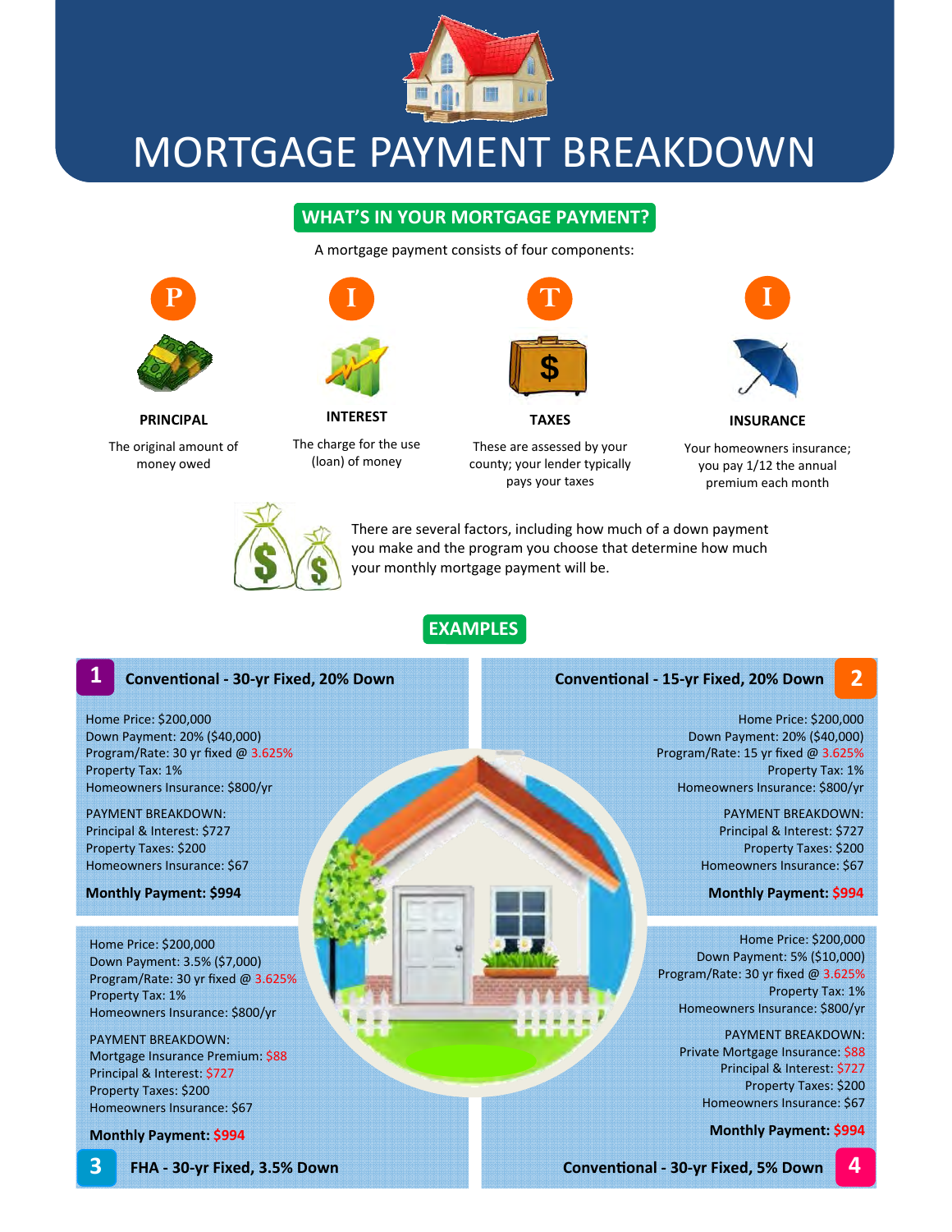# MORTGAGE PAYMENT BREAKDOWN

## WHAT'S IN YOUR MORTGAGE PAYMENT?

A mortgage payment consists of four components:

**P — PRINCIPAL**
The original amount of money owed

**I — INTEREST**
The charge for the use (loan) of money

**T — TAXES**
These are assessed by your county; your lender typically pays your taxes

**I — INSURANCE**
Your homeowners insurance; you pay 1/12 the annual premium each month

There are several factors, including how much of a down payment you make and the program you choose that determine how much your monthly mortgage payment will be.

## EXAMPLES

### 1 Conventional - 30-yr Fixed, 20% Down

Home Price: $200,000
Down Payment: 20% ($40,000)
Program/Rate: 30 yr fixed @ 3.625%
Property Tax: 1%
Homeowners Insurance: $800/yr

PAYMENT BREAKDOWN:
Principal & Interest: $727
Property Taxes: $200
Homeowners Insurance: $67

**Monthly Payment: $994**

### 2 Conventional - 15-yr Fixed, 20% Down

Home Price: $200,000
Down Payment: 20% ($40,000)
Program/Rate: 15 yr fixed @ 3.625%
Property Tax: 1%
Homeowners Insurance: $800/yr

PAYMENT BREAKDOWN:
Principal & Interest: $727
Property Taxes: $200
Homeowners Insurance: $67

**Monthly Payment: $994**

### 3 FHA - 30-yr Fixed, 3.5% Down

Home Price: $200,000
Down Payment: 3.5% ($7,000)
Program/Rate: 30 yr fixed @ 3.625%
Property Tax: 1%
Homeowners Insurance: $800/yr

PAYMENT BREAKDOWN:
Mortgage Insurance Premium: $88
Principal & Interest: $727
Property Taxes: $200
Homeowners Insurance: $67

**Monthly Payment: $994**

### 4 Conventional - 30-yr Fixed, 5% Down

Home Price: $200,000
Down Payment: 5% ($10,000)
Program/Rate: 30 yr fixed @ 3.625%
Property Tax: 1%
Homeowners Insurance: $800/yr

PAYMENT BREAKDOWN:
Private Mortgage Insurance: $88
Principal & Interest: $727
Property Taxes: $200
Homeowners Insurance: $67

**Monthly Payment: $994**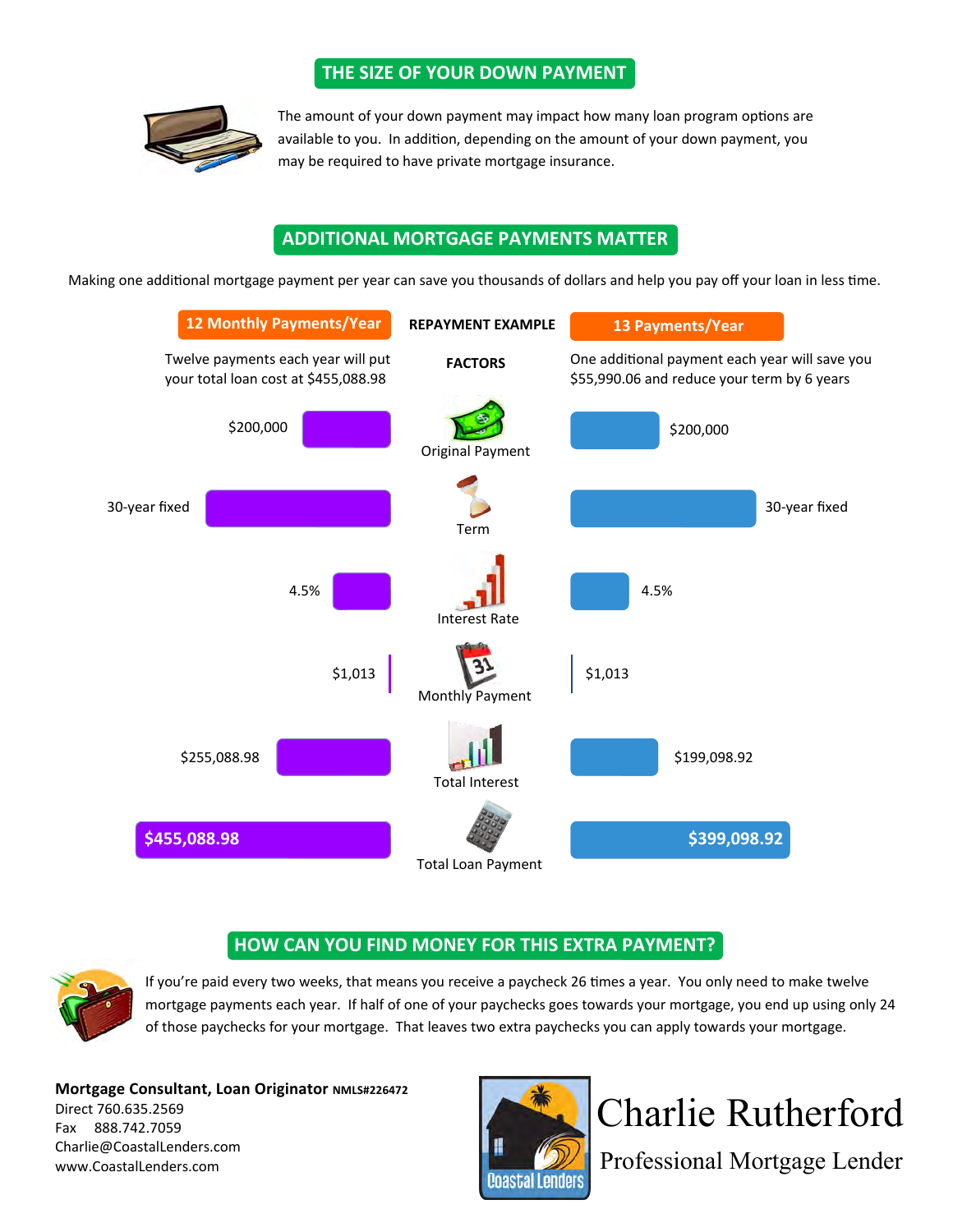## THE SIZE OF YOUR DOWN PAYMENT

The amount of your down payment may impact how many loan program options are available to you. In addition, depending on the amount of your down payment, you may be required to have private mortgage insurance.

## ADDITIONAL MORTGAGE PAYMENTS MATTER

Making one additional mortgage payment per year can save you thousands of dollars and help you pay off your loan in less time.

**REPAYMENT EXAMPLE**

**FACTORS**

**12 Monthly Payments/Year**

Twelve payments each year will put your total loan cost at $455,088.98

**13 Payments/Year**

One additional payment each year will save you $55,990.06 and reduce your term by 6 years

Original Payment
$200,000
$200,000

Term
30-year fixed
30-year fixed

Interest Rate
4.5%
4.5%

Monthly Payment
$1,013
$1,013

Total Interest
$255,088.98
$199,098.92

Total Loan Payment
$455,088.98
$399,098.92

## HOW CAN YOU FIND MONEY FOR THIS EXTRA PAYMENT?

If you're paid every two weeks, that means you receive a paycheck 26 times a year. You only need to make twelve mortgage payments each year. If half of one of your paychecks goes towards your mortgage, you end up using only 24 of those paychecks for your mortgage. That leaves two extra paychecks you can apply towards your mortgage.

**Mortgage Consultant, Loan Originator** **NMLS#226472**
Direct 760.635.2569
Fax 888.742.7059
Charlie@CoastalLenders.com
www.CoastalLenders.com

Coastal Lenders

Charlie Rutherford
Professional Mortgage Lender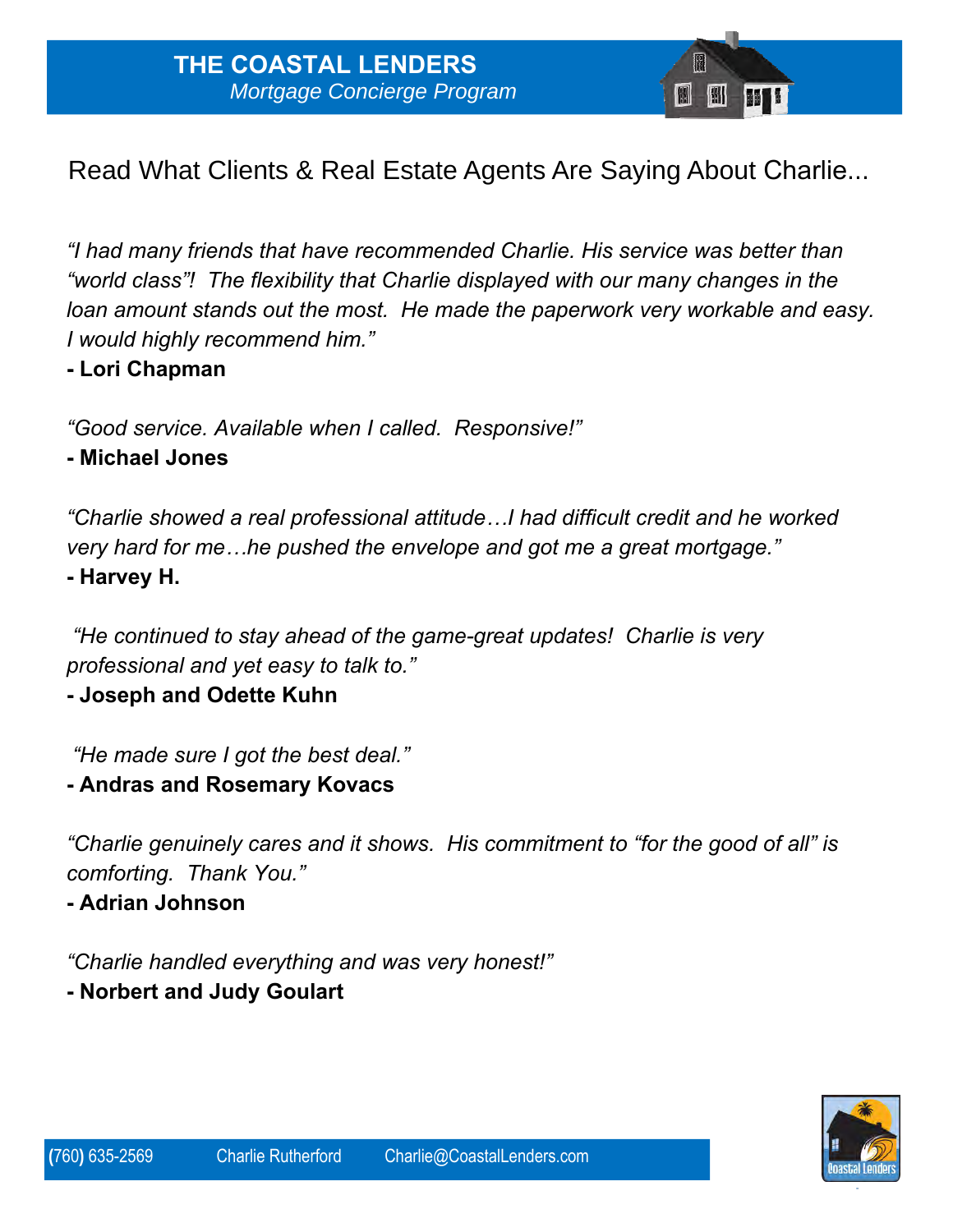# THE COASTAL LENDERS

*Mortgage Concierge Program*

## Read What Clients & Real Estate Agents Are Saying About Charlie...

*"I had many friends that have recommended Charlie. His service was better than "world class"! The flexibility that Charlie displayed with our many changes in the loan amount stands out the most. He made the paperwork very workable and easy. I would highly recommend him."*

**- Lori Chapman**

*"Good service. Available when I called. Responsive!"*

**- Michael Jones**

*"Charlie showed a real professional attitude…I had difficult credit and he worked very hard for me…he pushed the envelope and got me a great mortgage."*

**- Harvey H.**

*"He continued to stay ahead of the game-great updates! Charlie is very professional and yet easy to talk to."*

**- Joseph and Odette Kuhn**

*"He made sure I got the best deal."*

**- Andras and Rosemary Kovacs**

*"Charlie genuinely cares and it shows. His commitment to "for the good of all" is comforting. Thank You."*

**- Adrian Johnson**

*"Charlie handled everything and was very honest!"*

**- Norbert and Judy Goulart**

(760) 635-2569 Charlie Rutherford Charlie@CoastalLenders.com

Coastal Lenders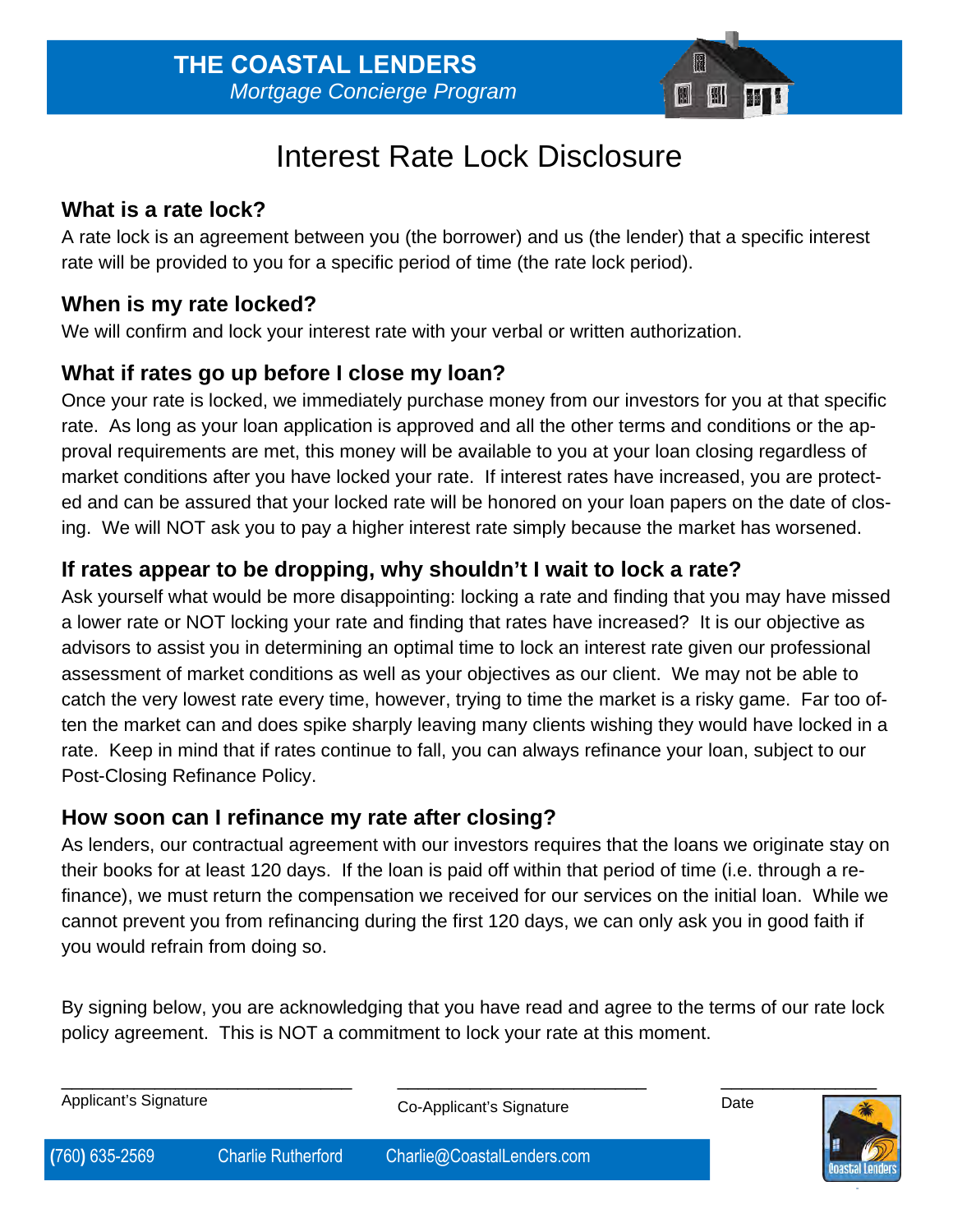**THE COASTAL LENDERS**
*Mortgage Concierge Program*

# Interest Rate Lock Disclosure

## What is a rate lock?

A rate lock is an agreement between you (the borrower) and us (the lender) that a specific interest rate will be provided to you for a specific period of time (the rate lock period).

## When is my rate locked?

We will confirm and lock your interest rate with your verbal or written authorization.

## What if rates go up before I close my loan?

Once your rate is locked, we immediately purchase money from our investors for you at that specific rate. As long as your loan application is approved and all the other terms and conditions or the approval requirements are met, this money will be available to you at your loan closing regardless of market conditions after you have locked your rate. If interest rates have increased, you are protected and can be assured that your locked rate will be honored on your loan papers on the date of closing. We will NOT ask you to pay a higher interest rate simply because the market has worsened.

## If rates appear to be dropping, why shouldn't I wait to lock a rate?

Ask yourself what would be more disappointing: locking a rate and finding that you may have missed a lower rate or NOT locking your rate and finding that rates have increased? It is our objective as advisors to assist you in determining an optimal time to lock an interest rate given our professional assessment of market conditions as well as your objectives as our client. We may not be able to catch the very lowest rate every time, however, trying to time the market is a risky game. Far too often the market can and does spike sharply leaving many clients wishing they would have locked in a rate. Keep in mind that if rates continue to fall, you can always refinance your loan, subject to our Post-Closing Refinance Policy.

## How soon can I refinance my rate after closing?

As lenders, our contractual agreement with our investors requires that the loans we originate stay on their books for at least 120 days. If the loan is paid off within that period of time (i.e. through a refinance), we must return the compensation we received for our services on the initial loan. While we cannot prevent you from refinancing during the first 120 days, we can only ask you in good faith if you would refrain from doing so.

By signing below, you are acknowledging that you have read and agree to the terms of our rate lock policy agreement. This is NOT a commitment to lock your rate at this moment.

\_\_\_\_\_\_\_\_\_\_\_\_\_\_\_\_\_\_\_\_\_\_\_\_\_\_\_\_\_\_ Applicant's Signature

\_\_\_\_\_\_\_\_\_\_\_\_\_\_\_\_\_\_\_\_\_\_\_\_\_\_\_\_\_\_ Co-Applicant's Signature

\_\_\_\_\_\_\_\_\_\_\_\_\_\_\_\_ Date

(760) 635-2569 Charlie Rutherford Charlie@CoastalLenders.com

Coastal Lenders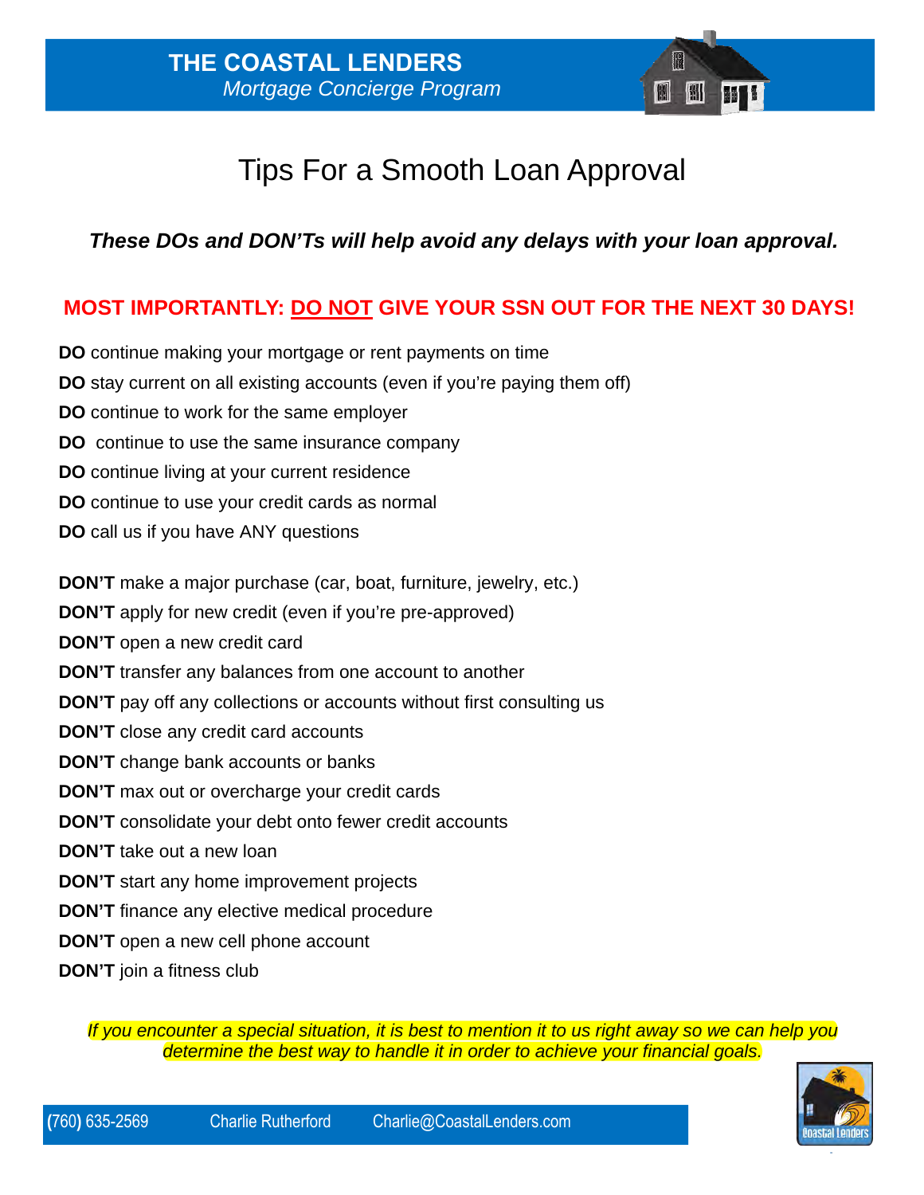**THE COASTAL LENDERS**
*Mortgage Concierge Program*

# Tips For a Smooth Loan Approval

***These DOs and DON'Ts will help avoid any delays with your loan approval.***

**MOST IMPORTANTLY: DO NOT GIVE YOUR SSN OUT FOR THE NEXT 30 DAYS!**

**DO** continue making your mortgage or rent payments on time
**DO** stay current on all existing accounts (even if you're paying them off)
**DO** continue to work for the same employer
**DO** continue to use the same insurance company
**DO** continue living at your current residence
**DO** continue to use your credit cards as normal
**DO** call us if you have ANY questions

**DON'T** make a major purchase (car, boat, furniture, jewelry, etc.)
**DON'T** apply for new credit (even if you're pre-approved)
**DON'T** open a new credit card
**DON'T** transfer any balances from one account to another
**DON'T** pay off any collections or accounts without first consulting us
**DON'T** close any credit card accounts
**DON'T** change bank accounts or banks
**DON'T** max out or overcharge your credit cards
**DON'T** consolidate your debt onto fewer credit accounts
**DON'T** take out a new loan
**DON'T** start any home improvement projects
**DON'T** finance any elective medical procedure
**DON'T** open a new cell phone account
**DON'T** join a fitness club

*If you encounter a special situation, it is best to mention it to us right away so we can help you determine the best way to handle it in order to achieve your financial goals.*

(760) 635-2569 Charlie Rutherford Charlie@CoastalLenders.com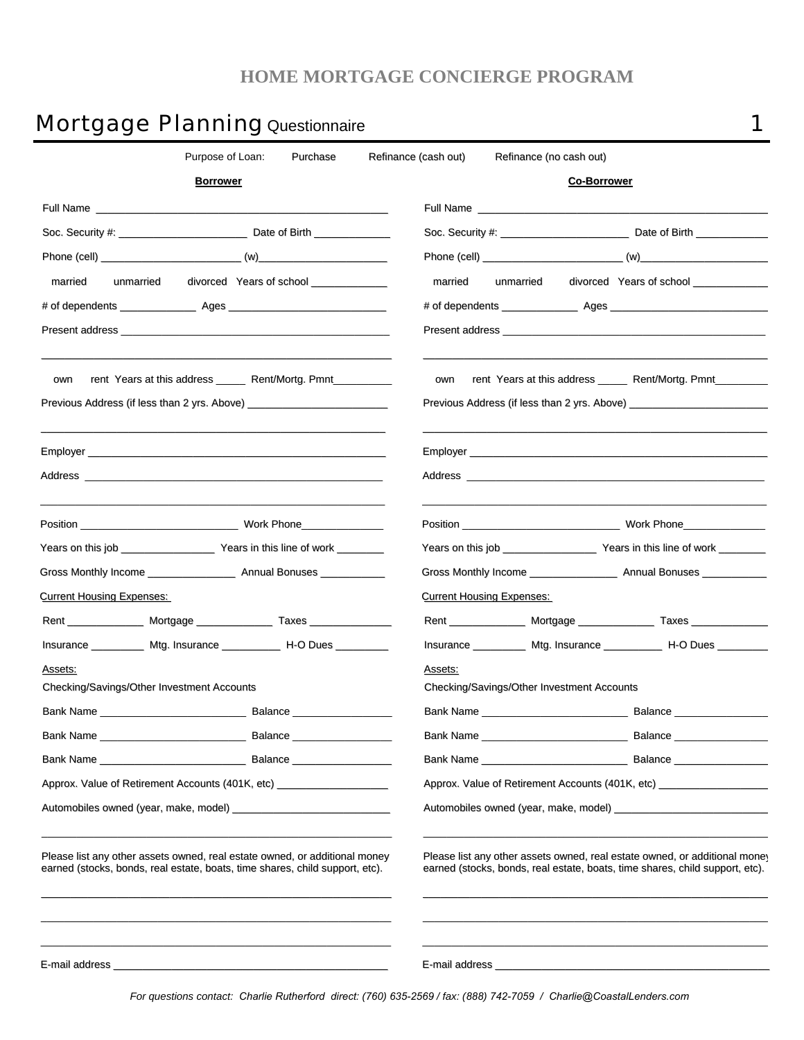**HOME MORTGAGE CONCIERGE PROGRAM**

# Mortgage Planning Questionnaire

Purpose of Loan: Purchase Refinance (cash out) Refinance (no cash out)

## Borrower

Full Name ____________________________________________

Soc. Security #: ____________________ Date of Birth ____________

Phone (cell) ______________________ (w)____________________

married unmarried divorced Years of school ____________

# of dependents ____________ Ages __________________________

Present address ______________________________________________

______________________________________________________________

own rent Years at this address _____ Rent/Mortg. Pmnt__________

Previous Address (if less than 2 yrs. Above) ______________________

______________________________________________________________

Employer ____________________________________________________

Address _____________________________________________________

______________________________________________________________

Position __________________________ Work Phone______________

Years on this job _______________ Years in this line of work ________

Gross Monthly Income _______________ Annual Bonuses ___________

Current Housing Expenses:

Rent _____________ Mortgage _____________ Taxes ______________

Insurance _________ Mtg. Insurance __________ H-O Dues _________

Assets:

Checking/Savings/Other Investment Accounts

Bank Name ________________________ Balance _________________

Bank Name ________________________ Balance _________________

Bank Name ________________________ Balance _________________

Approx. Value of Retirement Accounts (401K, etc) __________________

Automobiles owned (year, make, model) ___________________________

______________________________________________________________

Please list any other assets owned, real estate owned, or additional money earned (stocks, bonds, real estate, boats, time shares, child support, etc).

______________________________________________________________

______________________________________________________________

______________________________________________________________

E-mail address ________________________________________________

## Co-Borrower

Full Name ____________________________________________

Soc. Security #: ____________________ Date of Birth ____________

Phone (cell) ______________________ (w)____________________

married unmarried divorced Years of school ____________

# of dependents ____________ Ages __________________________

Present address ______________________________________________

______________________________________________________________

own rent Years at this address _____ Rent/Mortg. Pmnt_________

Previous Address (if less than 2 yrs. Above) ______________________

______________________________________________________________

Employer ____________________________________________________

Address _____________________________________________________

______________________________________________________________

Position __________________________ Work Phone______________

Years on this job _______________ Years in this line of work ________

Gross Monthly Income _______________ Annual Bonuses ___________

Current Housing Expenses:

Rent _____________ Mortgage _____________ Taxes _____________

Insurance _________ Mtg. Insurance __________ H-O Dues ________

Assets:

Checking/Savings/Other Investment Accounts

Bank Name ________________________ Balance ________________

Bank Name ________________________ Balance ________________

Bank Name ________________________ Balance ________________

Approx. Value of Retirement Accounts (401K, etc) __________________

Automobiles owned (year, make, model) ___________________________

______________________________________________________________

Please list any other assets owned, real estate owned, or additional money earned (stocks, bonds, real estate, boats, time shares, child support, etc).

______________________________________________________________

______________________________________________________________

______________________________________________________________

E-mail address ________________________________________________

*For questions contact: Charlie Rutherford direct: (760) 635-2569 / fax: (888) 742-7059 / Charlie@CoastalLenders.com*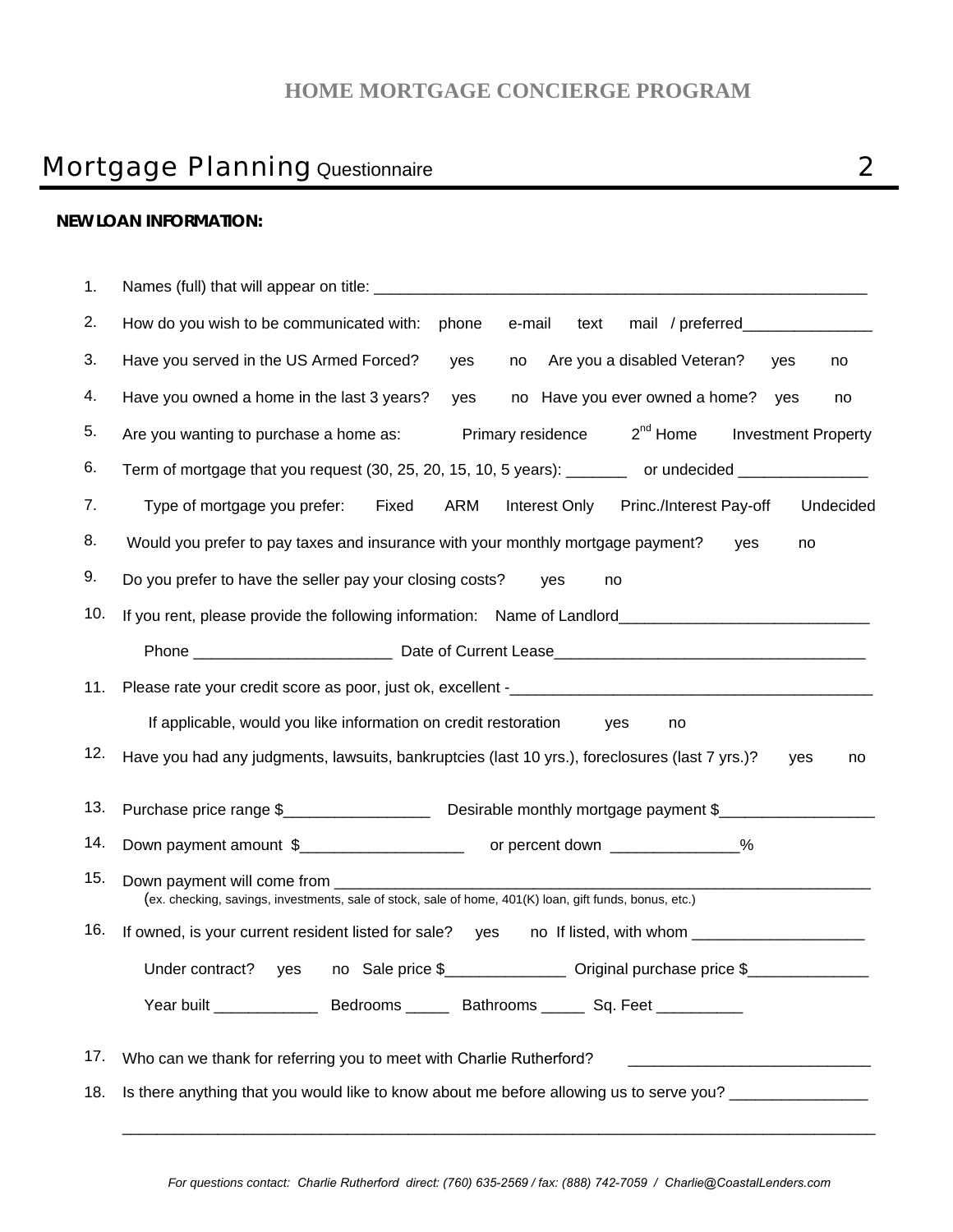**HOME MORTGAGE CONCIERGE PROGRAM**

# Mortgage Planning Questionnaire 2

**NEW LOAN INFORMATION:**

1. Names (full) that will appear on title: ___________________________________________________________
2. How do you wish to be communicated with: phone e-mail text mail / preferred_______________
3. Have you served in the US Armed Forced? yes no Are you a disabled Veteran? yes no
4. Have you owned a home in the last 3 years? yes no Have you ever owned a home? yes no
5. Are you wanting to purchase a home as: Primary residence 2nd Home Investment Property
6. Term of mortgage that you request (30, 25, 20, 15, 10, 5 years): _______ or undecided _______________
7. Type of mortgage you prefer: Fixed ARM Interest Only Princ./Interest Pay-off Undecided
8. Would you prefer to pay taxes and insurance with your monthly mortgage payment? yes no
9. Do you prefer to have the seller pay your closing costs? yes no
10. If you rent, please provide the following information: Name of Landlord_____________________________

    Phone _______________________ Date of Current Lease____________________________________
11. Please rate your credit score as poor, just ok, excellent -__________________________________________

    If applicable, would you like information on credit restoration yes no
12. Have you had any judgments, lawsuits, bankruptcies (last 10 yrs.), foreclosures (last 7 yrs.)? yes no
13. Purchase price range $_________________ Desirable monthly mortgage payment $__________________
14. Down payment amount $___________________ or percent down _______________%
15. Down payment will come from __________________________________________________________________

    (ex. checking, savings, investments, sale of stock, sale of home, 401(K) loan, gift funds, bonus, etc.)
16. If owned, is your current resident listed for sale? yes no If listed, with whom ____________________

    Under contract? yes no Sale price $______________ Original purchase price $______________

    Year built ____________ Bedrooms _____ Bathrooms _____ Sq. Feet __________
17. Who can we thank for referring you to meet with Charlie Rutherford? ____________________________
18. Is there anything that you would like to know about me before allowing us to serve you? ________________

    ______________________________________________________________________________________

*For questions contact: Charlie Rutherford direct: (760) 635-2569 / fax: (888) 742-7059 / Charlie@CoastalLenders.com*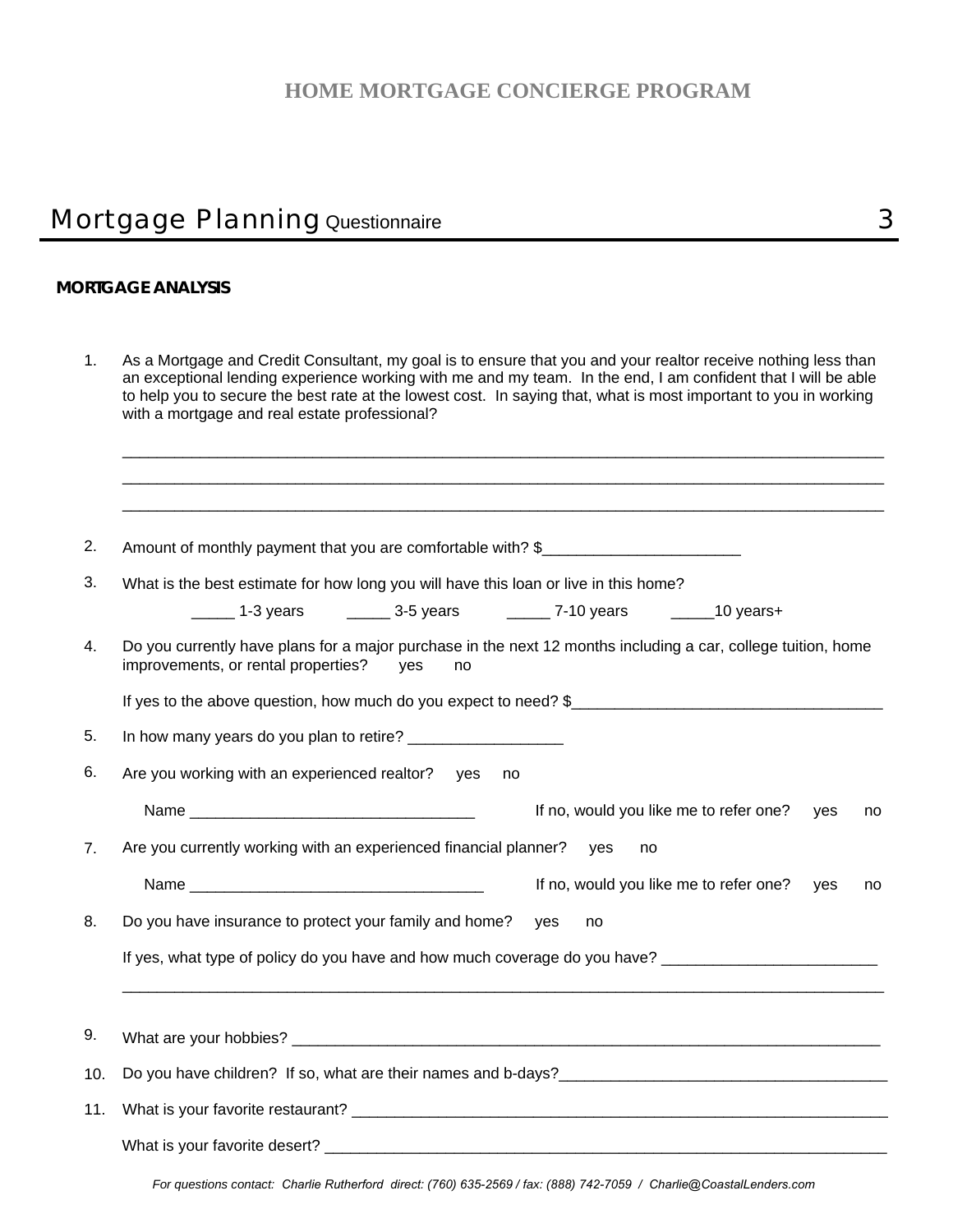# HOME MORTGAGE CONCIERGE PROGRAM

## Mortgage Planning Questionnaire 3

**MORTGAGE ANALYSIS**

1. As a Mortgage and Credit Consultant, my goal is to ensure that you and your realtor receive nothing less than an exceptional lending experience working with me and my team. In the end, I am confident that I will be able to help you to secure the best rate at the lowest cost. In saying that, what is most important to you in working with a mortgage and real estate professional?

   ______________________________________________________________________________________

   ______________________________________________________________________________________

   ______________________________________________________________________________________

2. Amount of monthly payment that you are comfortable with? $______________________

3. What is the best estimate for how long you will have this loan or live in this home?

   _____ 1-3 years  _____ 3-5 years  _____ 7-10 years  _____10 years+

4. Do you currently have plans for a major purchase in the next 12 months including a car, college tuition, home improvements, or rental properties?  yes  no

   If yes to the above question, how much do you expect to need? $__________________________________

5. In how many years do you plan to retire? _________________

6. Are you working with an experienced realtor?  yes  no

   Name ________________________________  If no, would you like me to refer one?  yes  no

7. Are you currently working with an experienced financial planner?  yes  no

   Name _________________________________  If no, would you like me to refer one?  yes  no

8. Do you have insurance to protect your family and home?  yes  no

   If yes, what type of policy do you have and how much coverage do you have? ________________________

   ______________________________________________________________________________________

9. What are your hobbies? _________________________________________________________________

10. Do you have children? If so, what are their names and b-days?____________________________________

11. What is your favorite restaurant? ____________________________________________________________

    What is your favorite desert? _______________________________________________________________

*For questions contact: Charlie Rutherford direct: (760) 635-2569 / fax: (888) 742-7059 / Charlie@CoastalLenders.com*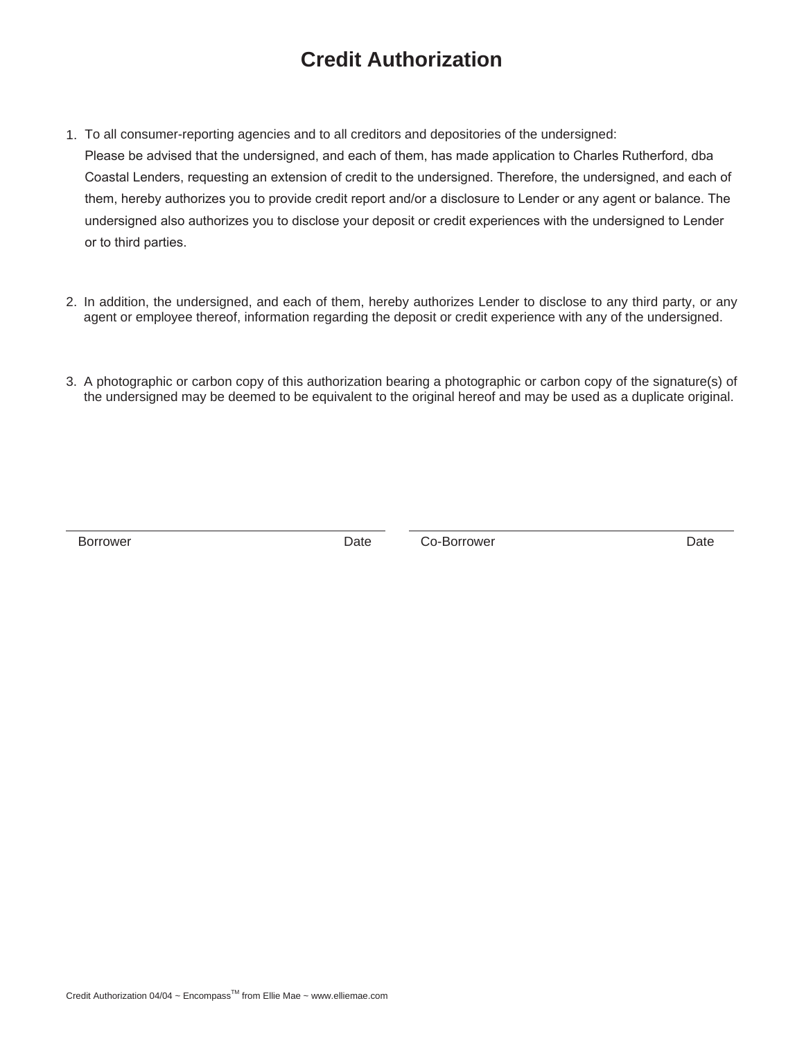# Credit Authorization

1. To all consumer-reporting agencies and to all creditors and depositories of the undersigned:
   Please be advised that the undersigned, and each of them, has made application to Charles Rutherford, dba Coastal Lenders, requesting an extension of credit to the undersigned. Therefore, the undersigned, and each of them, hereby authorizes you to provide credit report and/or a disclosure to Lender or any agent or balance. The undersigned also authorizes you to disclose your deposit or credit experiences with the undersigned to Lender or to third parties.

2. In addition, the undersigned, and each of them, hereby authorizes Lender to disclose to any third party, or any agent or employee thereof, information regarding the deposit or credit experience with any of the undersigned.

3. A photographic or carbon copy of this authorization bearing a photographic or carbon copy of the signature(s) of the undersigned may be deemed to be equivalent to the original hereof and may be used as a duplicate original.

| | | | |
|---|---|---|---|
| Borrower | Date | Co-Borrower | Date |

Credit Authorization 04/04 ~ Encompass[TM] from Ellie Mae ~ www.elliemae.com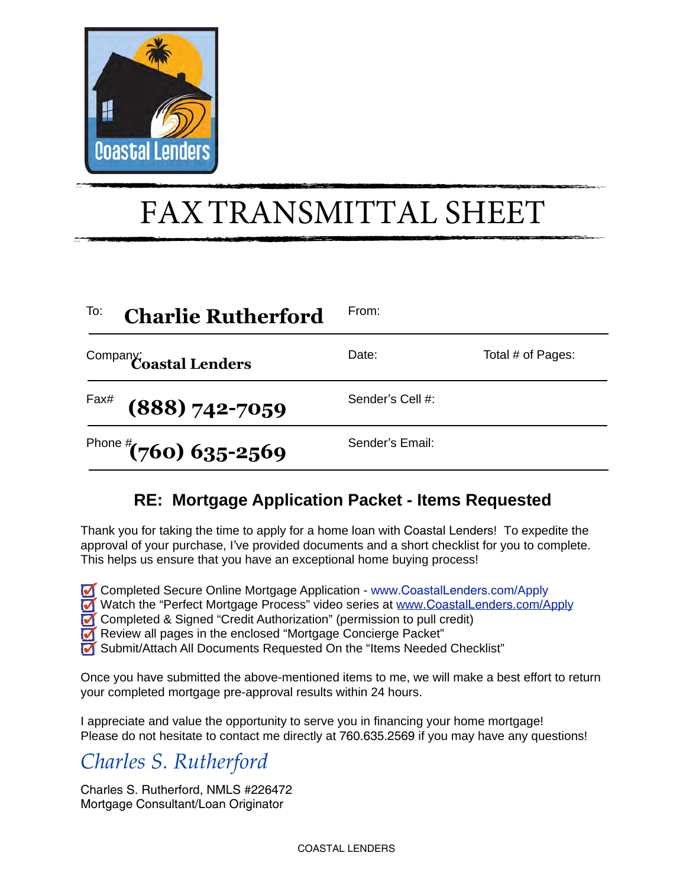Coastal Lenders

# FAX TRANSMITTAL SHEET

| | | | |
|---|---|---|---|
| To: **Charlie Rutherford** | From: | | |
| Company: **Coastal Lenders** | Date: | Total # of Pages: | |
| Fax# **(888) 742-7059** | Sender's Cell #: | | |
| Phone # **(760) 635-2569** | Sender's Email: | | |

## RE: Mortgage Application Packet - Items Requested

Thank you for taking the time to apply for a home loan with Coastal Lenders! To expedite the approval of your purchase, I've provided documents and a short checklist for you to complete. This helps us ensure that you have an exceptional home buying process!

- ☑ Completed Secure Online Mortgage Application - www.CoastalLenders.com/Apply
- ☑ Watch the "Perfect Mortgage Process" video series at www.CoastalLenders.com/Apply
- ☑ Completed & Signed "Credit Authorization" (permission to pull credit)
- ☑ Review all pages in the enclosed "Mortgage Concierge Packet"
- ☑ Submit/Attach All Documents Requested On the "Items Needed Checklist"

Once you have submitted the above-mentioned items to me, we will make a best effort to return your completed mortgage pre-approval results within 24 hours.

I appreciate and value the opportunity to serve you in financing your home mortgage!
Please do not hesitate to contact me directly at 760.635.2569 if you may have any questions!

*Charles S. Rutherford*

Charles S. Rutherford, NMLS #226472
Mortgage Consultant/Loan Originator